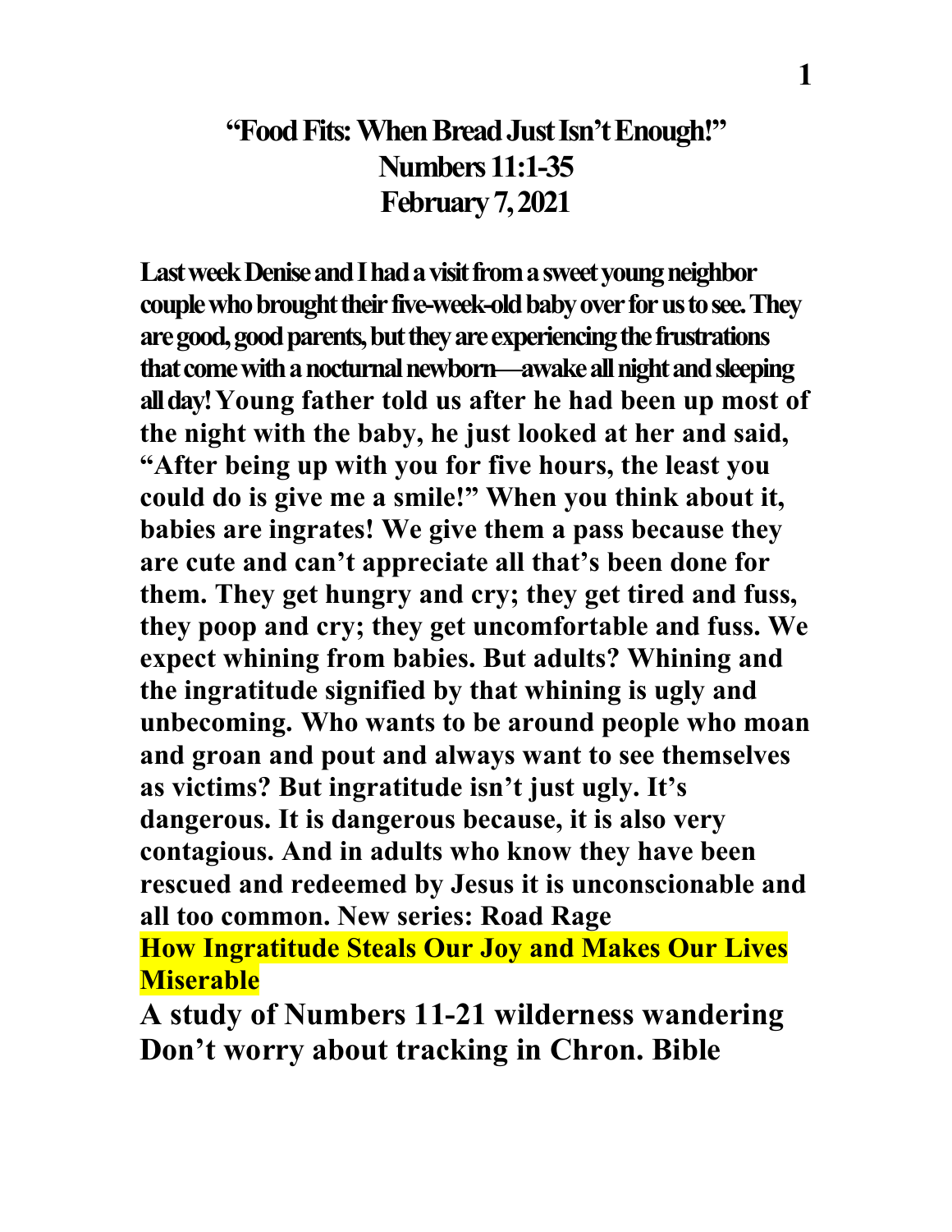# "Food Fits: When Bread Just Isn't Enough!"
# Numbers 11:1-35
# February 7, 2021

**Last week Denise and I had a visit from a sweet young neighbor couple who brought their five-week-old baby over for us to see. They are good, good parents, but they are experiencing the frustrations that come with a nocturnal newborn—awake all night and sleeping all day! Young father told us after he had been up most of the night with the baby, he just looked at her and said, "After being up with you for five hours, the least you could do is give me a smile!" When you think about it, babies are ingrates! We give them a pass because they are cute and can't appreciate all that's been done for them. They get hungry and cry; they get tired and fuss, they poop and cry; they get uncomfortable and fuss. We expect whining from babies. But adults? Whining and the ingratitude signified by that whining is ugly and unbecoming. Who wants to be around people who moan and groan and pout and always want to see themselves as victims? But ingratitude isn't just ugly. It's dangerous. It is dangerous because, it is also very contagious. And in adults who know they have been rescued and redeemed by Jesus it is unconscionable and all too common. New series: Road Rage**

**How Ingratitude Steals Our Joy and Makes Our Lives Miserable**

**A study of Numbers 11-21 wilderness wandering**
**Don't worry about tracking in Chron. Bible**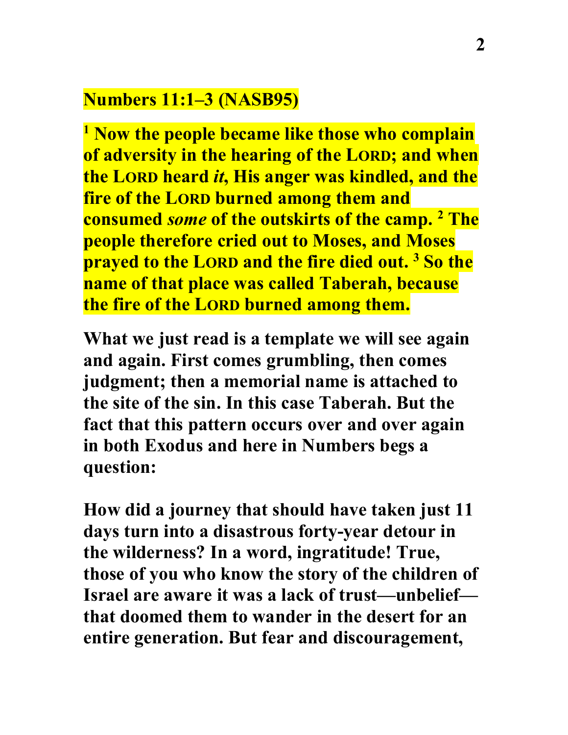**Numbers 11:1–3 (NASB95)**

**[1] Now the people became like those who complain of adversity in the hearing of the LORD; and when the LORD heard *it*, His anger was kindled, and the fire of the LORD burned among them and consumed *some* of the outskirts of the camp. [2] The people therefore cried out to Moses, and Moses prayed to the LORD and the fire died out. [3] So the name of that place was called Taberah, because the fire of the LORD burned among them.**

**What we just read is a template we will see again and again. First comes grumbling, then comes judgment; then a memorial name is attached to the site of the sin. In this case Taberah. But the fact that this pattern occurs over and over again in both Exodus and here in Numbers begs a question:**

**How did a journey that should have taken just 11 days turn into a disastrous forty-year detour in the wilderness? In a word, ingratitude! True, those of you who know the story of the children of Israel are aware it was a lack of trust—unbelief—that doomed them to wander in the desert for an entire generation. But fear and discouragement,**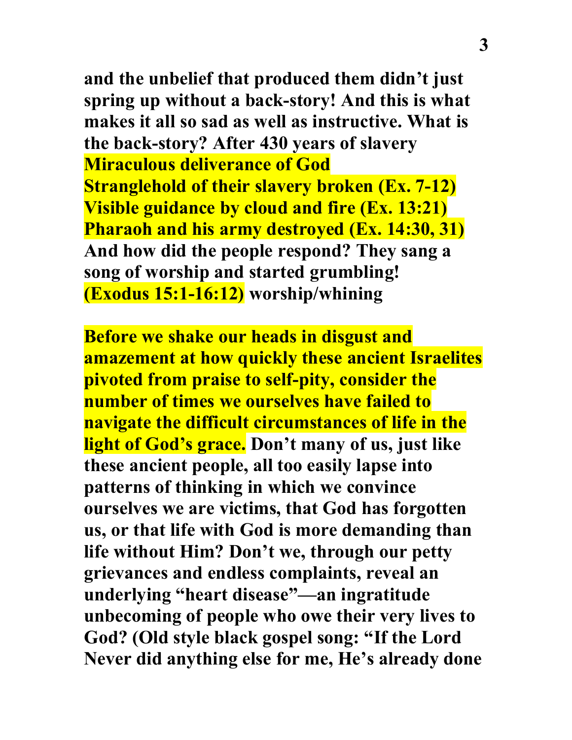**and the unbelief that produced them didn't just spring up without a back-story! And this is what makes it all so sad as well as instructive. What is the back-story? After 430 years of slavery**
**Miraculous deliverance of God**
**Stranglehold of their slavery broken (Ex. 7-12)**
**Visible guidance by cloud and fire (Ex. 13:21)**
**Pharaoh and his army destroyed (Ex. 14:30, 31)**
**And how did the people respond? They sang a song of worship and started grumbling!**
**(Exodus 15:1-16:12) worship/whining**

**Before we shake our heads in disgust and amazement at how quickly these ancient Israelites pivoted from praise to self-pity, consider the number of times we ourselves have failed to navigate the difficult circumstances of life in the light of God's grace. Don't many of us, just like these ancient people, all too easily lapse into patterns of thinking in which we convince ourselves we are victims, that God has forgotten us, or that life with God is more demanding than life without Him? Don't we, through our petty grievances and endless complaints, reveal an underlying "heart disease"—an ingratitude unbecoming of people who owe their very lives to God? (Old style black gospel song: "If the Lord Never did anything else for me, He's already done**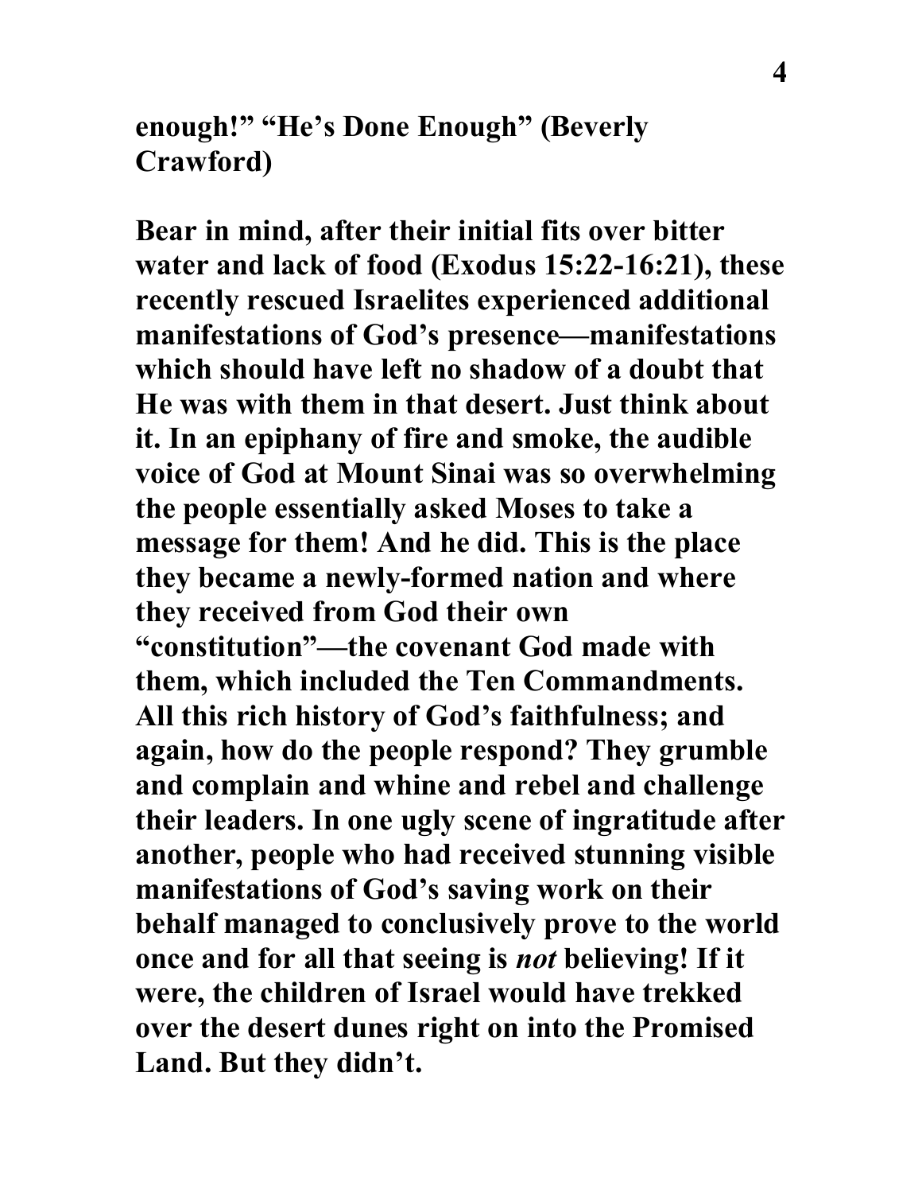**enough!" "He's Done Enough" (Beverly Crawford)**

**Bear in mind, after their initial fits over bitter water and lack of food (Exodus 15:22-16:21), these recently rescued Israelites experienced additional manifestations of God's presence—manifestations which should have left no shadow of a doubt that He was with them in that desert. Just think about it. In an epiphany of fire and smoke, the audible voice of God at Mount Sinai was so overwhelming the people essentially asked Moses to take a message for them! And he did. This is the place they became a newly-formed nation and where they received from God their own "constitution"—the covenant God made with them, which included the Ten Commandments. All this rich history of God's faithfulness; and again, how do the people respond? They grumble and complain and whine and rebel and challenge their leaders. In one ugly scene of ingratitude after another, people who had received stunning visible manifestations of God's saving work on their behalf managed to conclusively prove to the world once and for all that seeing is *not* believing! If it were, the children of Israel would have trekked over the desert dunes right on into the Promised Land. But they didn't.**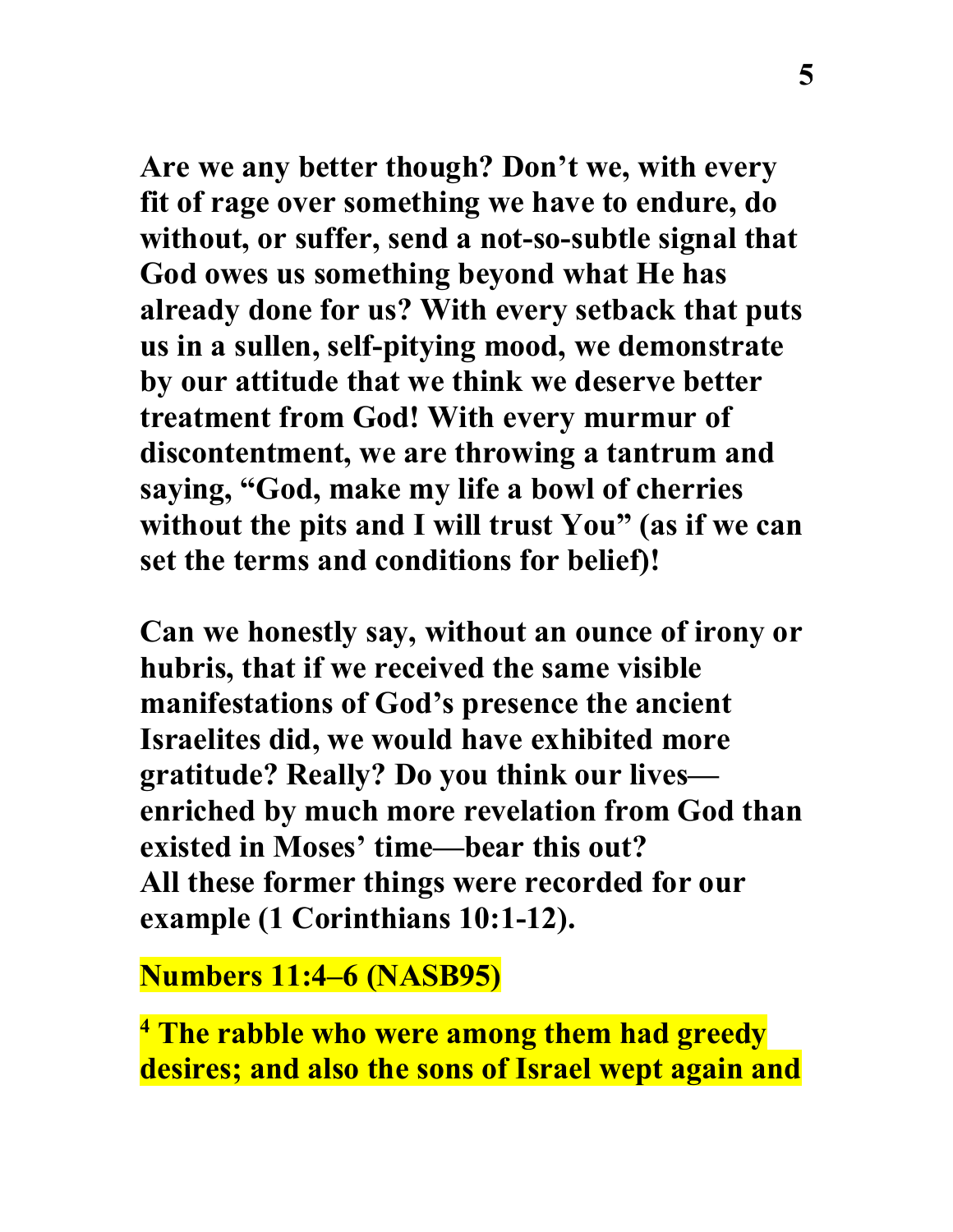**Are we any better though? Don't we, with every fit of rage over something we have to endure, do without, or suffer, send a not-so-subtle signal that God owes us something beyond what He has already done for us? With every setback that puts us in a sullen, self-pitying mood, we demonstrate by our attitude that we think we deserve better treatment from God! With every murmur of discontentment, we are throwing a tantrum and saying, "God, make my life a bowl of cherries without the pits and I will trust You" (as if we can set the terms and conditions for belief)!**

**Can we honestly say, without an ounce of irony or hubris, that if we received the same visible manifestations of God's presence the ancient Israelites did, we would have exhibited more gratitude? Really? Do you think our lives—enriched by much more revelation from God than existed in Moses' time—bear this out?**
**All these former things were recorded for our example (1 Corinthians 10:1-12).**

**Numbers 11:4–6 (NASB95)**

**4 The rabble who were among them had greedy desires; and also the sons of Israel wept again and**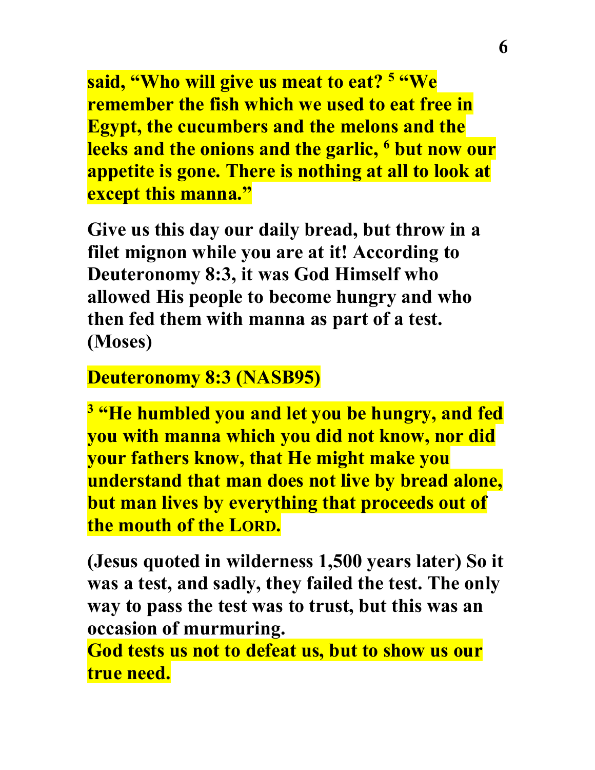**said, "Who will give us meat to eat? [5] "We remember the fish which we used to eat free in Egypt, the cucumbers and the melons and the leeks and the onions and the garlic, [6] but now our appetite is gone. There is nothing at all to look at except this manna."**

**Give us this day our daily bread, but throw in a filet mignon while you are at it! According to Deuteronomy 8:3, it was God Himself who allowed His people to become hungry and who then fed them with manna as part of a test. (Moses)**

**Deuteronomy 8:3 (NASB95)**

**[3] "He humbled you and let you be hungry, and fed you with manna which you did not know, nor did your fathers know, that He might make you understand that man does not live by bread alone, but man lives by everything that proceeds out of the mouth of the LORD.**

**(Jesus quoted in wilderness 1,500 years later) So it was a test, and sadly, they failed the test. The only way to pass the test was to trust, but this was an occasion of murmuring.**

**God tests us not to defeat us, but to show us our true need.**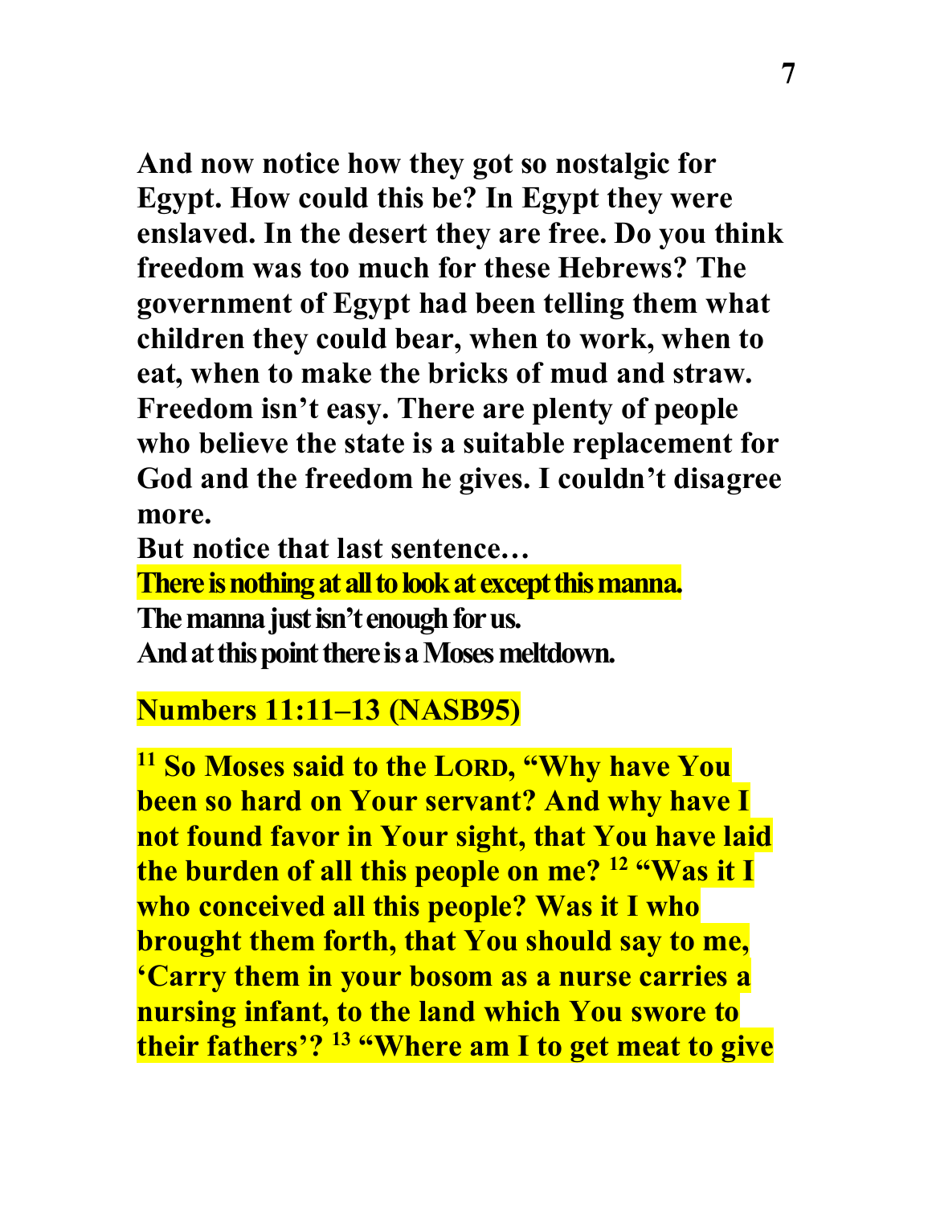**And now notice how they got so nostalgic for Egypt. How could this be? In Egypt they were enslaved. In the desert they are free. Do you think freedom was too much for these Hebrews? The government of Egypt had been telling them what children they could bear, when to work, when to eat, when to make the bricks of mud and straw. Freedom isn't easy. There are plenty of people who believe the state is a suitable replacement for God and the freedom he gives. I couldn't disagree more.**

**But notice that last sentence…**

**There is nothing at all to look at except this manna.**

**The manna just isn't enough for us.**

**And at this point there is a Moses meltdown.**

**Numbers 11:11–13 (NASB95)**

**11 So Moses said to the LORD, "Why have You been so hard on Your servant? And why have I not found favor in Your sight, that You have laid the burden of all this people on me? 12 "Was it I who conceived all this people? Was it I who brought them forth, that You should say to me, 'Carry them in your bosom as a nurse carries a nursing infant, to the land which You swore to their fathers'? 13 "Where am I to get meat to give**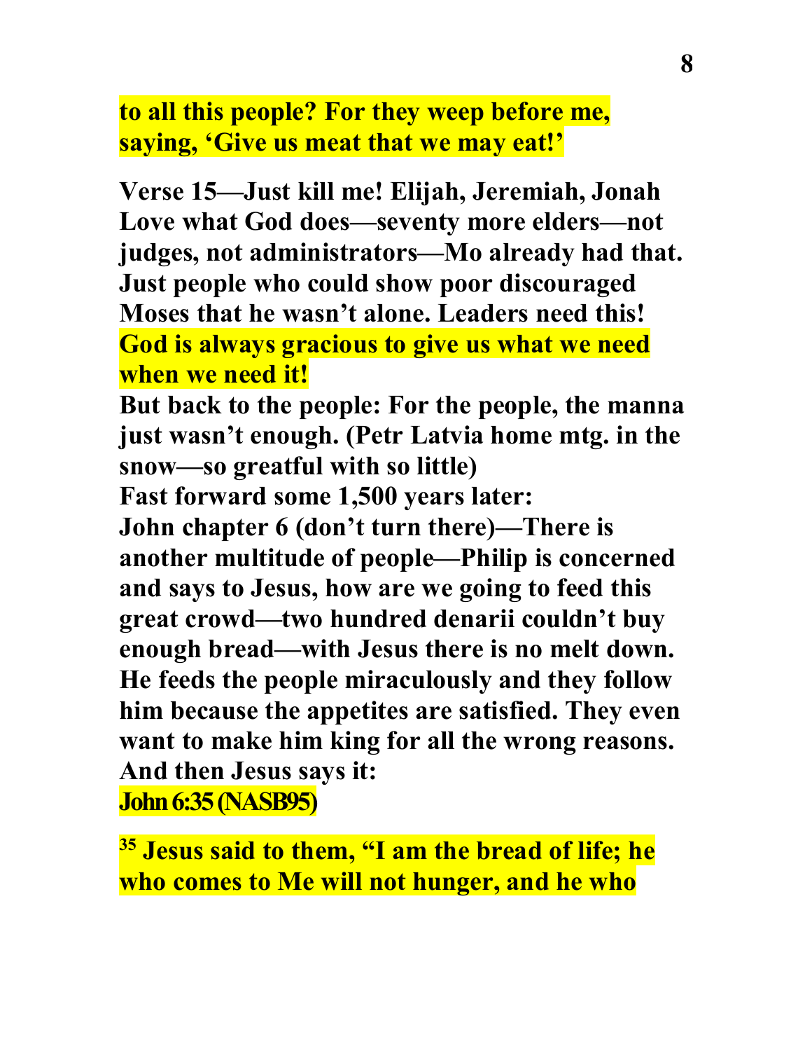**to all this people? For they weep before me, saying, 'Give us meat that we may eat!'**

**Verse 15—Just kill me! Elijah, Jeremiah, Jonah Love what God does—seventy more elders—not judges, not administrators—Mo already had that. Just people who could show poor discouraged Moses that he wasn't alone. Leaders need this! God is always gracious to give us what we need when we need it!**

**But back to the people: For the people, the manna just wasn't enough. (Petr Latvia home mtg. in the snow—so greatful with so little)**

**Fast forward some 1,500 years later:**

**John chapter 6 (don't turn there)—There is another multitude of people—Philip is concerned and says to Jesus, how are we going to feed this great crowd—two hundred denarii couldn't buy enough bread—with Jesus there is no melt down. He feeds the people miraculously and they follow him because the appetites are satisfied. They even want to make him king for all the wrong reasons. And then Jesus says it:**

**John 6:35 (NASB95)**

**35 Jesus said to them, "I am the bread of life; he who comes to Me will not hunger, and he who**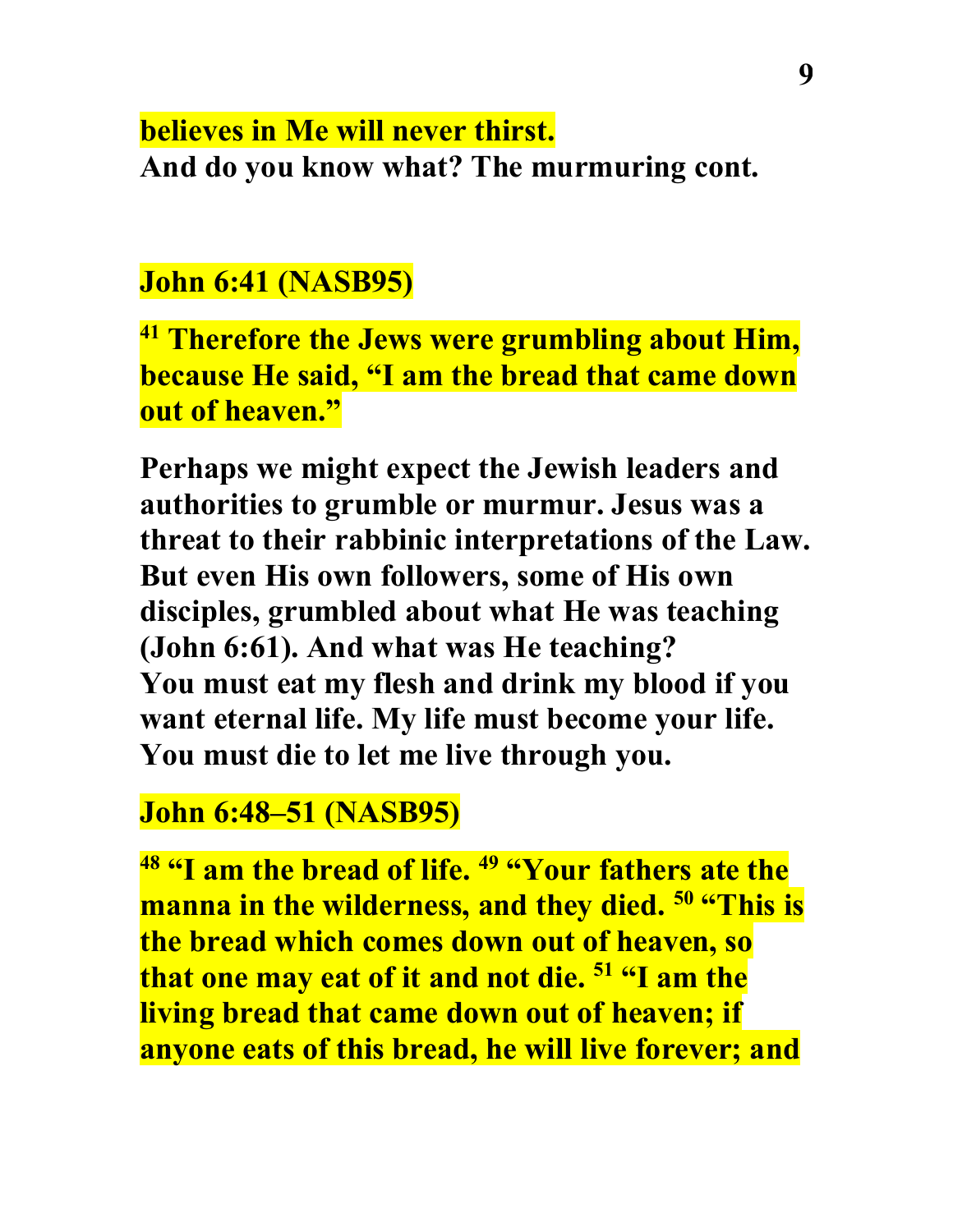**believes in Me will never thirst.**
**And do you know what? The murmuring cont.**

**John 6:41 (NASB95)**

**[41] Therefore the Jews were grumbling about Him, because He said, "I am the bread that came down out of heaven."**

**Perhaps we might expect the Jewish leaders and authorities to grumble or murmur. Jesus was a threat to their rabbinic interpretations of the Law. But even His own followers, some of His own disciples, grumbled about what He was teaching (John 6:61). And what was He teaching?**
**You must eat my flesh and drink my blood if you want eternal life. My life must become your life. You must die to let me live through you.**

**John 6:48–51 (NASB95)**

**[48] "I am the bread of life. [49] "Your fathers ate the manna in the wilderness, and they died. [50] "This is the bread which comes down out of heaven, so that one may eat of it and not die. [51] "I am the living bread that came down out of heaven; if anyone eats of this bread, he will live forever; and**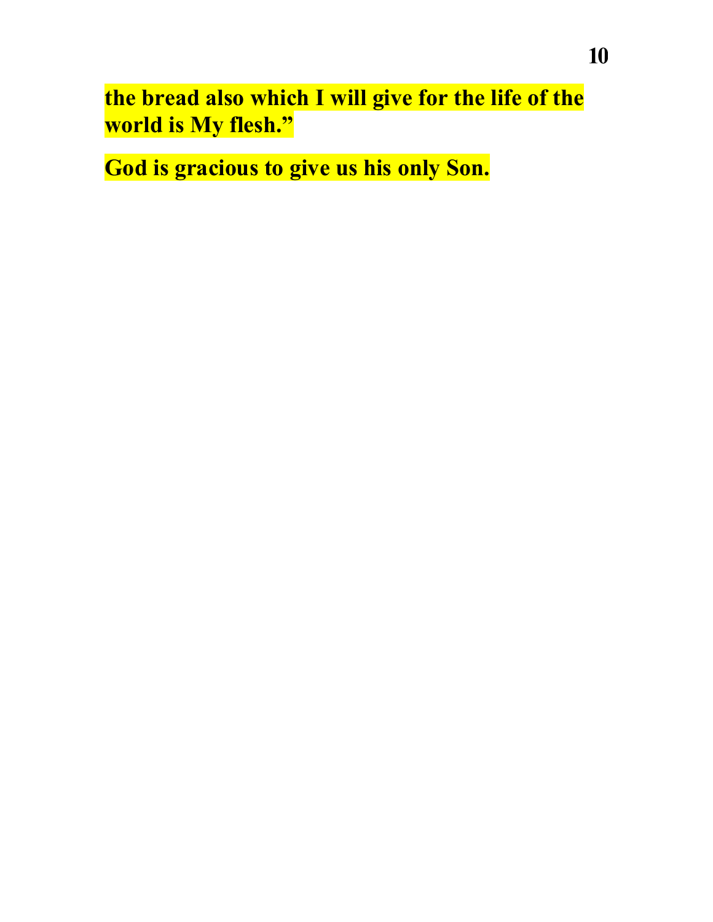**the bread also which I will give for the life of the world is My flesh."**

**God is gracious to give us his only Son.**